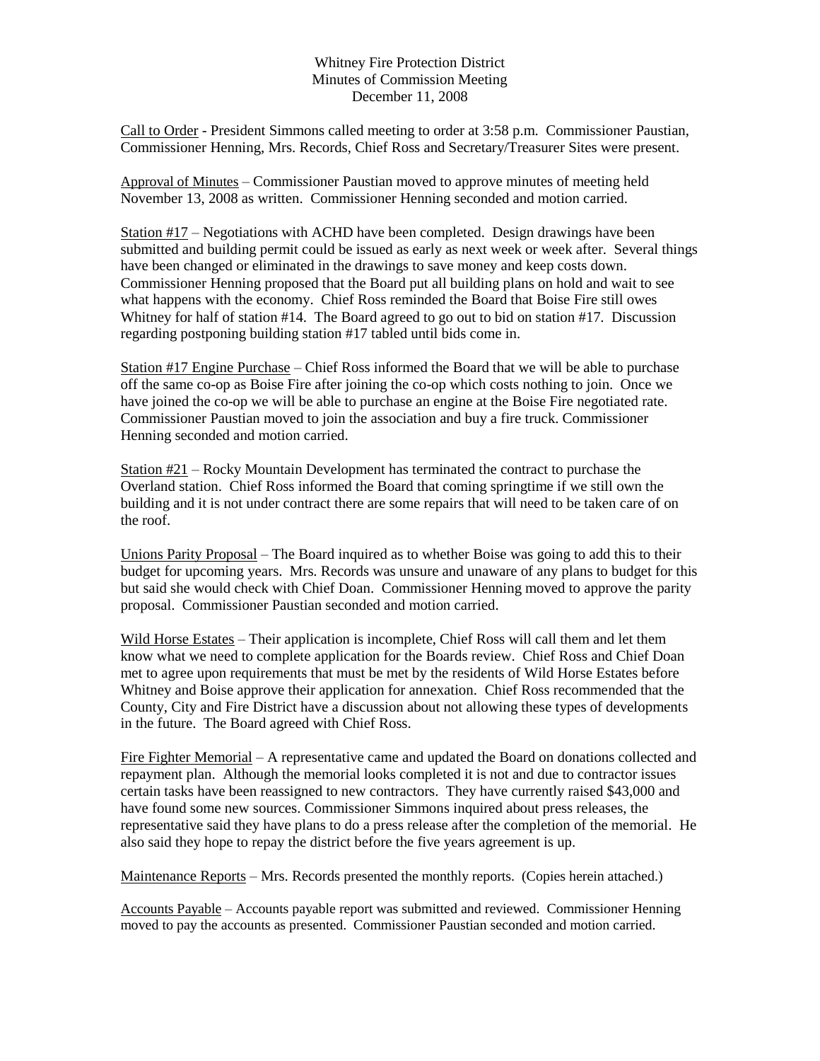Whitney Fire Protection District
Minutes of Commission Meeting
December 11, 2008

Call to Order - President Simmons called meeting to order at 3:58 p.m. Commissioner Paustian, Commissioner Henning, Mrs. Records, Chief Ross and Secretary/Treasurer Sites were present.

Approval of Minutes – Commissioner Paustian moved to approve minutes of meeting held November 13, 2008 as written. Commissioner Henning seconded and motion carried.

Station #17 – Negotiations with ACHD have been completed. Design drawings have been submitted and building permit could be issued as early as next week or week after. Several things have been changed or eliminated in the drawings to save money and keep costs down. Commissioner Henning proposed that the Board put all building plans on hold and wait to see what happens with the economy. Chief Ross reminded the Board that Boise Fire still owes Whitney for half of station #14. The Board agreed to go out to bid on station #17. Discussion regarding postponing building station #17 tabled until bids come in.

Station #17 Engine Purchase – Chief Ross informed the Board that we will be able to purchase off the same co-op as Boise Fire after joining the co-op which costs nothing to join. Once we have joined the co-op we will be able to purchase an engine at the Boise Fire negotiated rate. Commissioner Paustian moved to join the association and buy a fire truck. Commissioner Henning seconded and motion carried.

Station #21 – Rocky Mountain Development has terminated the contract to purchase the Overland station. Chief Ross informed the Board that coming springtime if we still own the building and it is not under contract there are some repairs that will need to be taken care of on the roof.

Unions Parity Proposal – The Board inquired as to whether Boise was going to add this to their budget for upcoming years. Mrs. Records was unsure and unaware of any plans to budget for this but said she would check with Chief Doan. Commissioner Henning moved to approve the parity proposal. Commissioner Paustian seconded and motion carried.

Wild Horse Estates – Their application is incomplete, Chief Ross will call them and let them know what we need to complete application for the Boards review. Chief Ross and Chief Doan met to agree upon requirements that must be met by the residents of Wild Horse Estates before Whitney and Boise approve their application for annexation. Chief Ross recommended that the County, City and Fire District have a discussion about not allowing these types of developments in the future. The Board agreed with Chief Ross.

Fire Fighter Memorial – A representative came and updated the Board on donations collected and repayment plan. Although the memorial looks completed it is not and due to contractor issues certain tasks have been reassigned to new contractors. They have currently raised $43,000 and have found some new sources. Commissioner Simmons inquired about press releases, the representative said they have plans to do a press release after the completion of the memorial. He also said they hope to repay the district before the five years agreement is up.

Maintenance Reports – Mrs. Records presented the monthly reports. (Copies herein attached.)

Accounts Payable – Accounts payable report was submitted and reviewed. Commissioner Henning moved to pay the accounts as presented. Commissioner Paustian seconded and motion carried.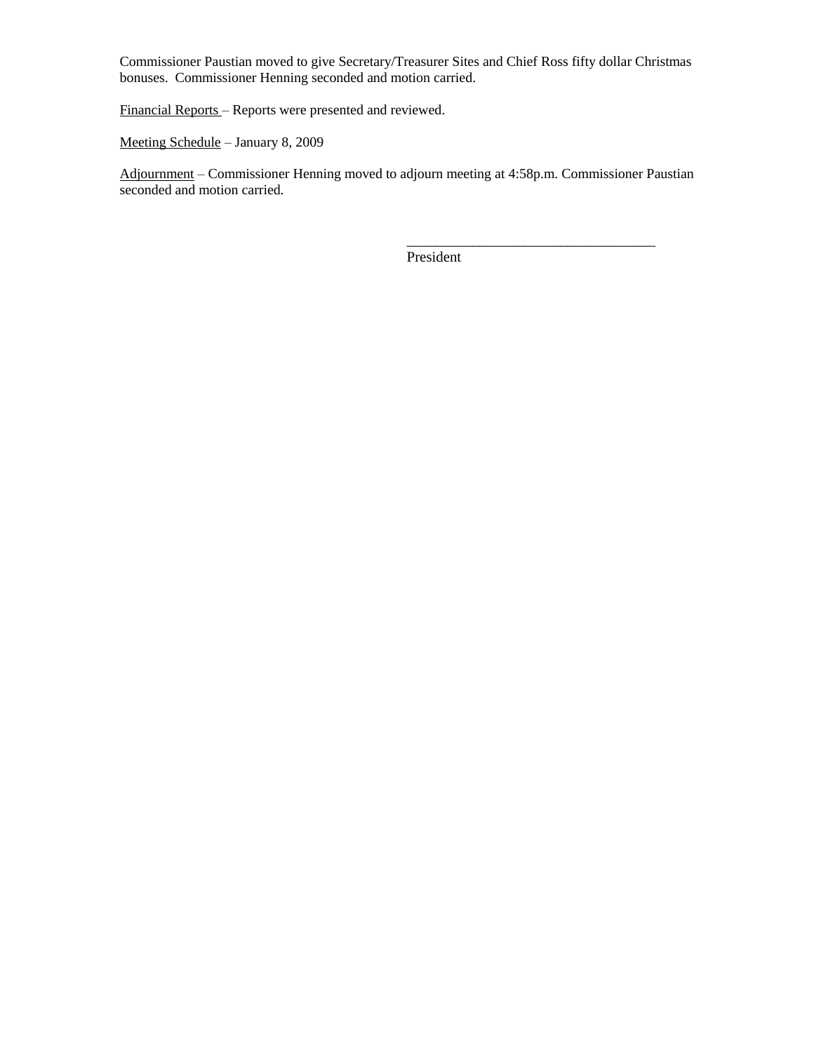Commissioner Paustian moved to give Secretary/Treasurer Sites and Chief Ross fifty dollar Christmas bonuses. Commissioner Henning seconded and motion carried.

Financial Reports – Reports were presented and reviewed.

Meeting Schedule – January 8, 2009

Adjournment – Commissioner Henning moved to adjourn meeting at 4:58p.m. Commissioner Paustian seconded and motion carried.

\_\_\_\_\_\_\_\_\_\_\_\_\_\_\_\_\_\_\_\_\_\_\_\_\_\_\_\_\_\_\_\_\_\_\_\_

President